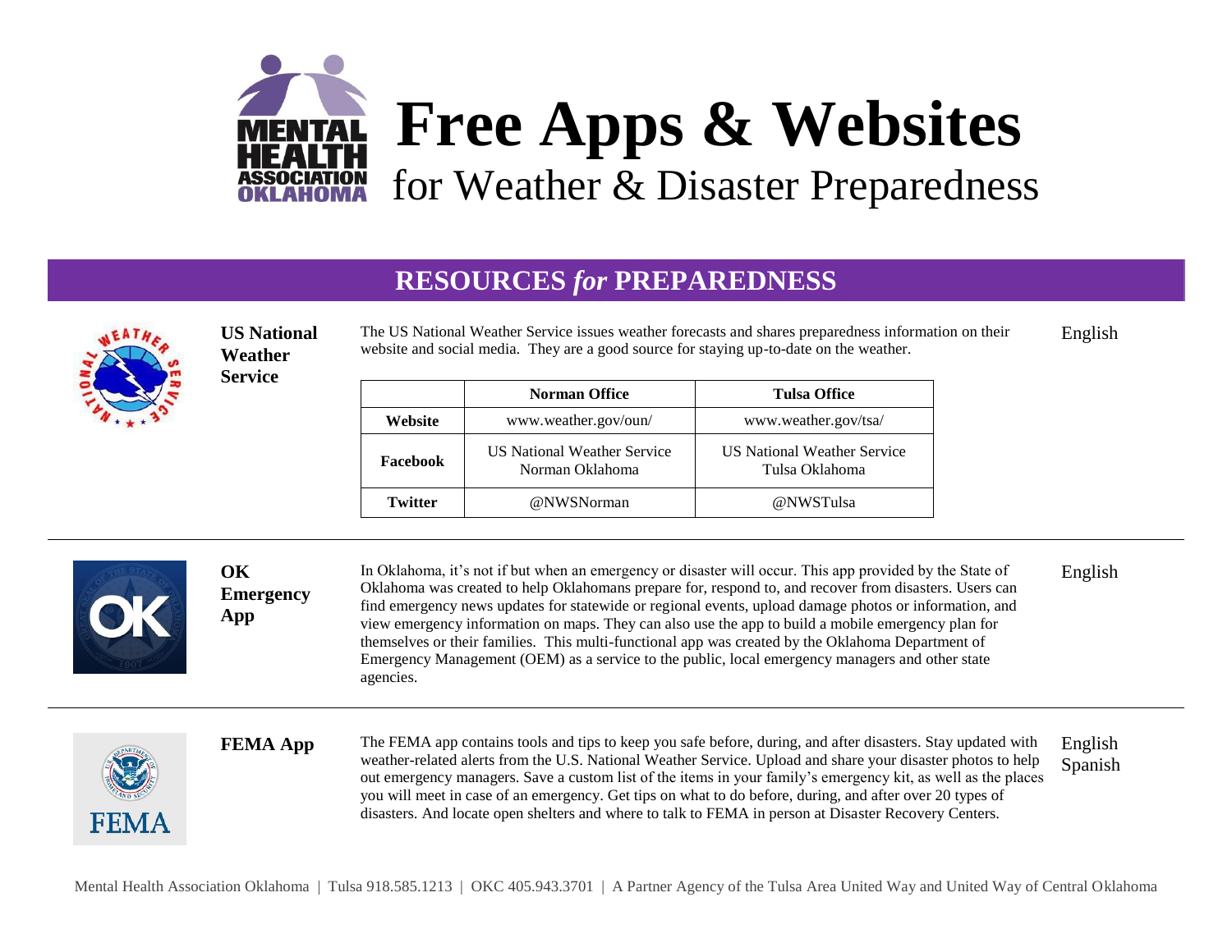# Free Apps & Websites

## for Weather & Disaster Preparedness

## RESOURCES *for* PREPAREDNESS

### US National Weather Service

The US National Weather Service issues weather forecasts and shares preparedness information on their website and social media. They are a good source for staying up-to-date on the weather.

| | Norman Office | Tulsa Office |
|---|---|---|
| **Website** | www.weather.gov/oun/ | www.weather.gov/tsa/ |
| **Facebook** | US National Weather Service Norman Oklahoma | US National Weather Service Tulsa Oklahoma |
| **Twitter** | @NWSNorman | @NWSTulsa |

English

---

### OK Emergency App

In Oklahoma, it's not if but when an emergency or disaster will occur. This app provided by the State of Oklahoma was created to help Oklahomans prepare for, respond to, and recover from disasters. Users can find emergency news updates for statewide or regional events, upload damage photos or information, and view emergency information on maps. They can also use the app to build a mobile emergency plan for themselves or their families. This multi-functional app was created by the Oklahoma Department of Emergency Management (OEM) as a service to the public, local emergency managers and other state agencies.

English

---

### FEMA App

The FEMA app contains tools and tips to keep you safe before, during, and after disasters. Stay updated with weather-related alerts from the U.S. National Weather Service. Upload and share your disaster photos to help out emergency managers. Save a custom list of the items in your family's emergency kit, as well as the places you will meet in case of an emergency. Get tips on what to do before, during, and after over 20 types of disasters. And locate open shelters and where to talk to FEMA in person at Disaster Recovery Centers.

English
Spanish

Mental Health Association Oklahoma | Tulsa 918.585.1213 | OKC 405.943.3701 | A Partner Agency of the Tulsa Area United Way and United Way of Central Oklahoma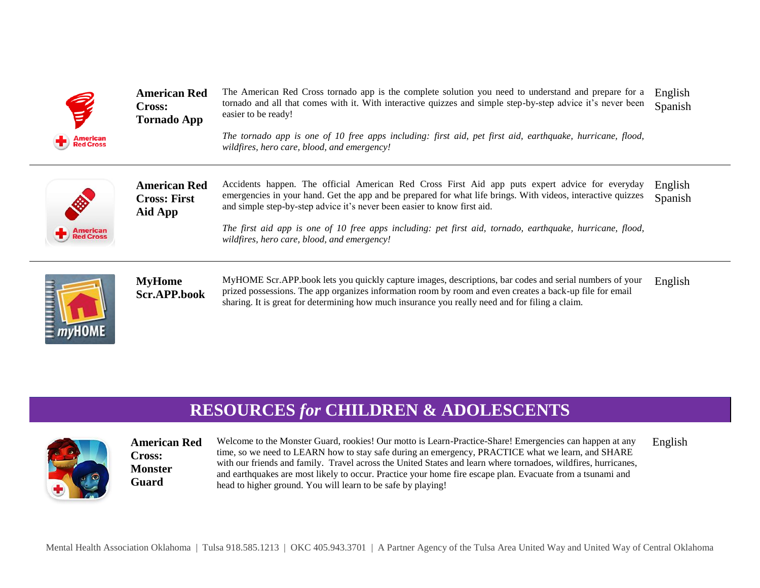| | | | |
|---|---|---|---|
| | **American Red Cross: Tornado App** | The American Red Cross tornado app is the complete solution you need to understand and prepare for a tornado and all that comes with it. With interactive quizzes and simple step-by-step advice it's never been easier to be ready!<br><br>*The tornado app is one of 10 free apps including: first aid, pet first aid, earthquake, hurricane, flood, wildfires, hero care, blood, and emergency!* | English<br>Spanish |
| | **American Red Cross: First Aid App** | Accidents happen. The official American Red Cross First Aid app puts expert advice for everyday emergencies in your hand. Get the app and be prepared for what life brings. With videos, interactive quizzes and simple step-by-step advice it's never been easier to know first aid.<br><br>*The first aid app is one of 10 free apps including: pet first aid, tornado, earthquake, hurricane, flood, wildfires, hero care, blood, and emergency!* | English<br>Spanish |
| | **MyHome Scr.APP.book** | MyHOME Scr.APP.book lets you quickly capture images, descriptions, bar codes and serial numbers of your prized possessions. The app organizes information room by room and even creates a back-up file for email sharing. It is great for determining how much insurance you really need and for filing a claim. | English |

## RESOURCES *for* CHILDREN & ADOLESCENTS

| | | | |
|---|---|---|---|
| | **American Red Cross: Monster Guard** | Welcome to the Monster Guard, rookies! Our motto is Learn-Practice-Share! Emergencies can happen at any time, so we need to LEARN how to stay safe during an emergency, PRACTICE what we learn, and SHARE with our friends and family. Travel across the United States and learn where tornadoes, wildfires, hurricanes, and earthquakes are most likely to occur. Practice your home fire escape plan. Evacuate from a tsunami and head to higher ground. You will learn to be safe by playing! | English |

Mental Health Association Oklahoma | Tulsa 918.585.1213 | OKC 405.943.3701 | A Partner Agency of the Tulsa Area United Way and United Way of Central Oklahoma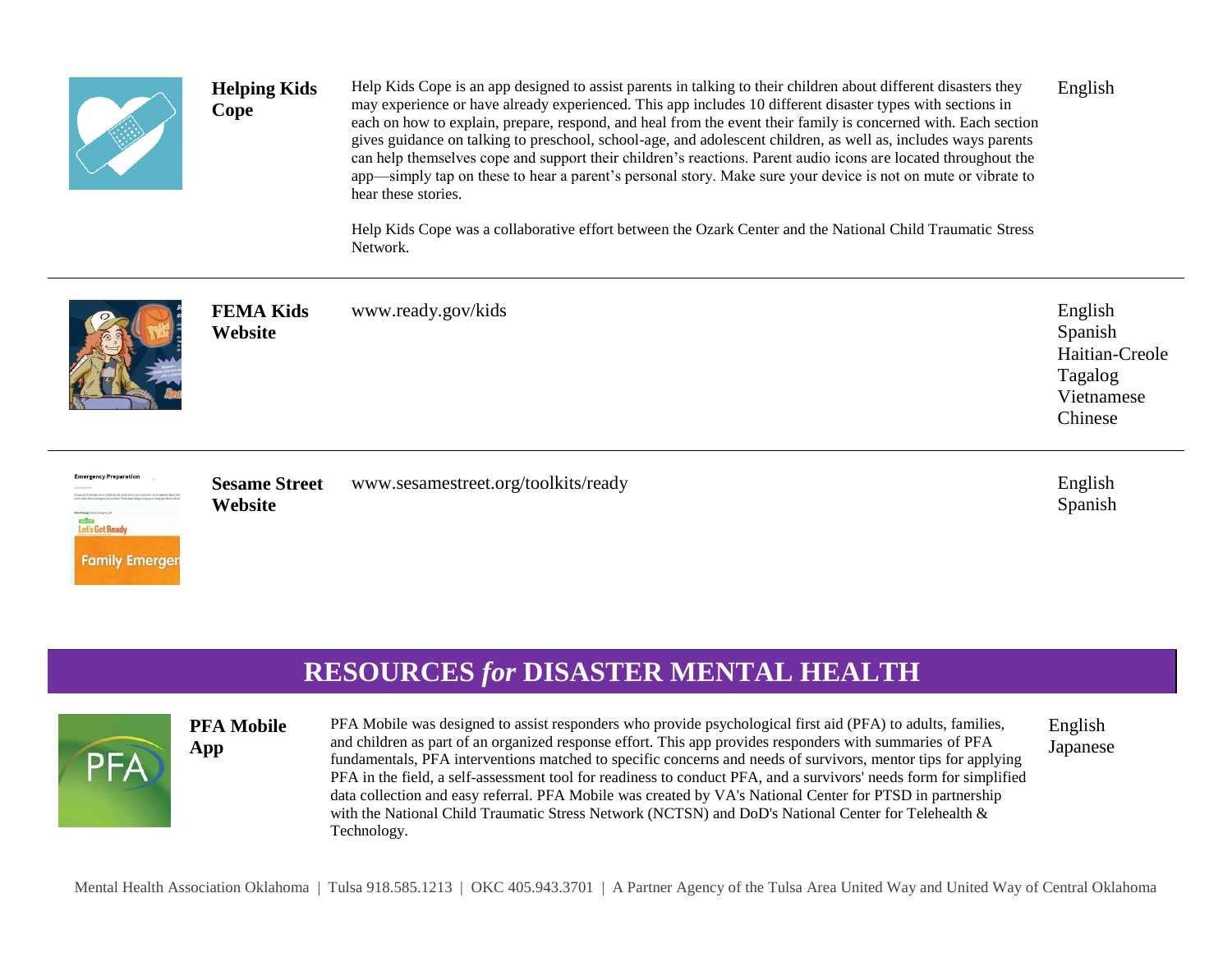| | | | |
|---|---|---|---|
| **Helping Kids Cope** | Help Kids Cope is an app designed to assist parents in talking to their children about different disasters they may experience or have already experienced. This app includes 10 different disaster types with sections in each on how to explain, prepare, respond, and heal from the event their family is concerned with. Each section gives guidance on talking to preschool, school-age, and adolescent children, as well as, includes ways parents can help themselves cope and support their children's reactions. Parent audio icons are located throughout the app—simply tap on these to hear a parent's personal story. Make sure your device is not on mute or vibrate to hear these stories.<br><br>Help Kids Cope was a collaborative effort between the Ozark Center and the National Child Traumatic Stress Network. | English |
| **FEMA Kids Website** | www.ready.gov/kids | English<br>Spanish<br>Haitian-Creole<br>Tagalog<br>Vietnamese<br>Chinese |
| **Sesame Street Website** | www.sesamestreet.org/toolkits/ready | English<br>Spanish |

## RESOURCES *for* DISASTER MENTAL HEALTH

| | | |
|---|---|---|
| **PFA Mobile App** | PFA Mobile was designed to assist responders who provide psychological first aid (PFA) to adults, families, and children as part of an organized response effort. This app provides responders with summaries of PFA fundamentals, PFA interventions matched to specific concerns and needs of survivors, mentor tips for applying PFA in the field, a self-assessment tool for readiness to conduct PFA, and a survivors' needs form for simplified data collection and easy referral. PFA Mobile was created by VA's National Center for PTSD in partnership with the National Child Traumatic Stress Network (NCTSN) and DoD's National Center for Telehealth & Technology. | English<br>Japanese |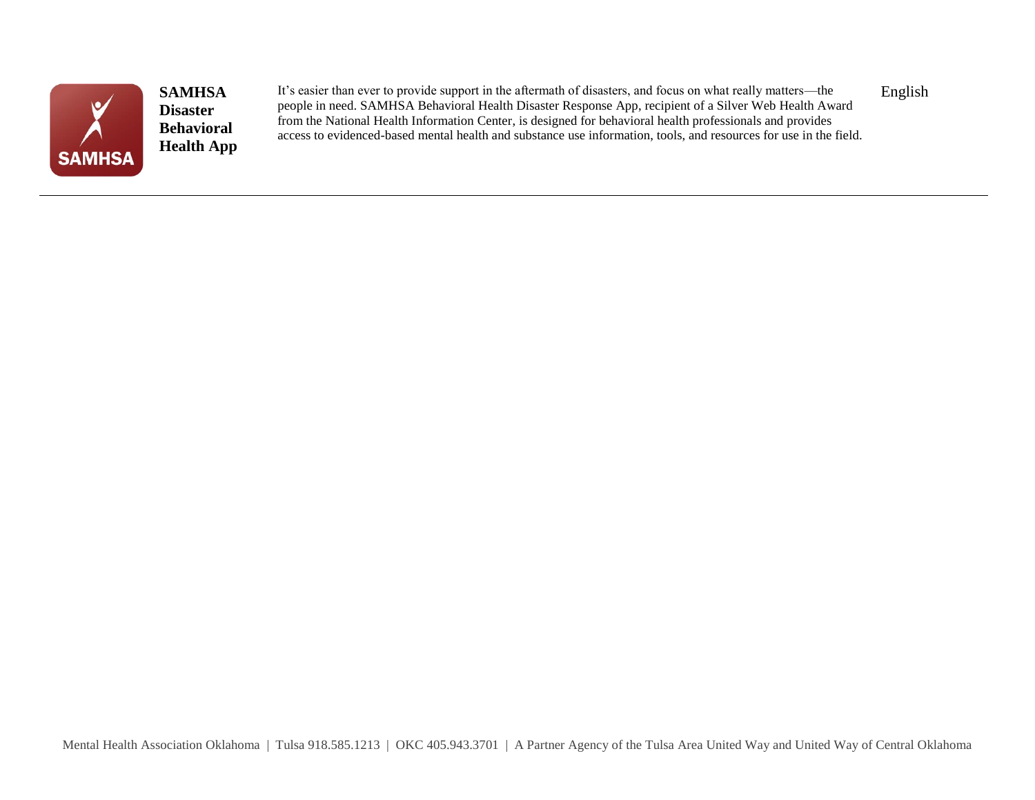| | | | |
|---|---|---|---|
| SAMHSA | **SAMHSA Disaster Behavioral Health App** | It's easier than ever to provide support in the aftermath of disasters, and focus on what really matters—the people in need. SAMHSA Behavioral Health Disaster Response App, recipient of a Silver Web Health Award from the National Health Information Center, is designed for behavioral health professionals and provides access to evidenced-based mental health and substance use information, tools, and resources for use in the field. | English |

---

Mental Health Association Oklahoma | Tulsa 918.585.1213 | OKC 405.943.3701 | A Partner Agency of the Tulsa Area United Way and United Way of Central Oklahoma